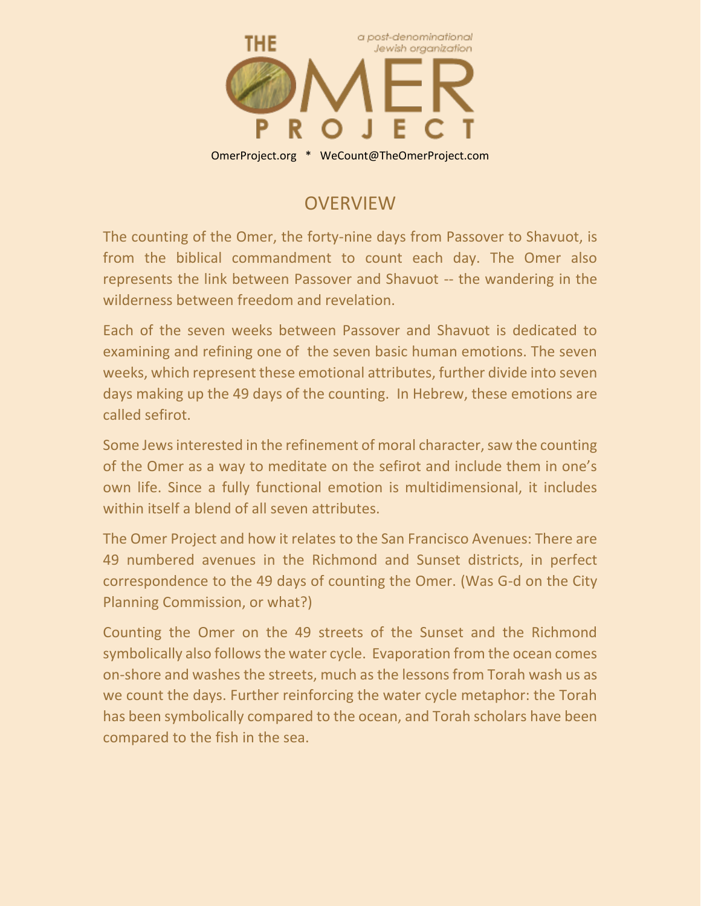# THE OMER PROJECT

*a post-denominational Jewish organization*

OmerProject.org * WeCount@TheOmerProject.com

## OVERVIEW

The counting of the Omer, the forty-nine days from Passover to Shavuot, is from the biblical commandment to count each day. The Omer also represents the link between Passover and Shavuot -- the wandering in the wilderness between freedom and revelation.

Each of the seven weeks between Passover and Shavuot is dedicated to examining and refining one of the seven basic human emotions. The seven weeks, which represent these emotional attributes, further divide into seven days making up the 49 days of the counting. In Hebrew, these emotions are called sefirot.

Some Jews interested in the refinement of moral character, saw the counting of the Omer as a way to meditate on the sefirot and include them in one's own life. Since a fully functional emotion is multidimensional, it includes within itself a blend of all seven attributes.

The Omer Project and how it relates to the San Francisco Avenues: There are 49 numbered avenues in the Richmond and Sunset districts, in perfect correspondence to the 49 days of counting the Omer. (Was G-d on the City Planning Commission, or what?)

Counting the Omer on the 49 streets of the Sunset and the Richmond symbolically also follows the water cycle. Evaporation from the ocean comes on-shore and washes the streets, much as the lessons from Torah wash us as we count the days. Further reinforcing the water cycle metaphor: the Torah has been symbolically compared to the ocean, and Torah scholars have been compared to the fish in the sea.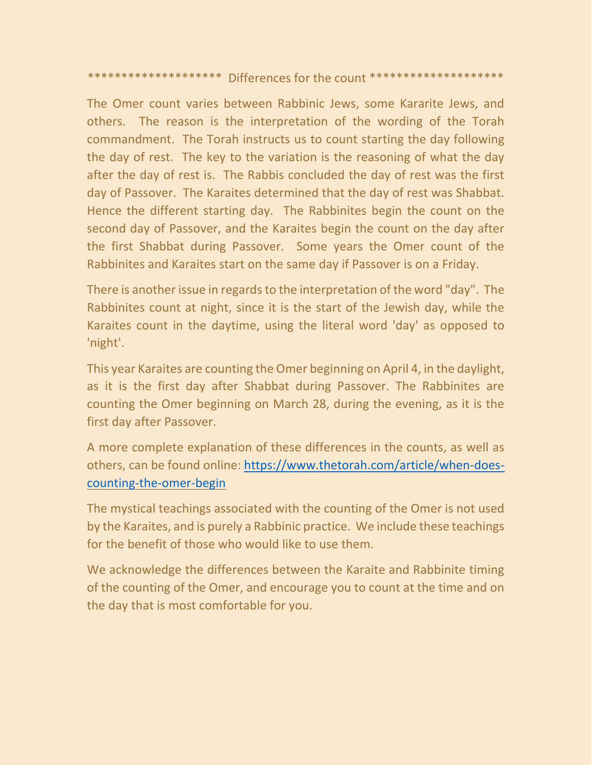******************** Differences for the count ********************

The Omer count varies between Rabbinic Jews, some Kararite Jews, and others. The reason is the interpretation of the wording of the Torah commandment. The Torah instructs us to count starting the day following the day of rest. The key to the variation is the reasoning of what the day after the day of rest is. The Rabbis concluded the day of rest was the first day of Passover. The Karaites determined that the day of rest was Shabbat. Hence the different starting day. The Rabbinites begin the count on the second day of Passover, and the Karaites begin the count on the day after the first Shabbat during Passover. Some years the Omer count of the Rabbinites and Karaites start on the same day if Passover is on a Friday.

There is another issue in regards to the interpretation of the word "day". The Rabbinites count at night, since it is the start of the Jewish day, while the Karaites count in the daytime, using the literal word 'day' as opposed to 'night'.

This year Karaites are counting the Omer beginning on April 4, in the daylight, as it is the first day after Shabbat during Passover. The Rabbinites are counting the Omer beginning on March 28, during the evening, as it is the first day after Passover.

A more complete explanation of these differences in the counts, as well as others, can be found online: [https://www.thetorah.com/article/when-does-counting-the-omer-begin](https://www.thetorah.com/article/when-does-counting-the-omer-begin)

The mystical teachings associated with the counting of the Omer is not used by the Karaites, and is purely a Rabbinic practice. We include these teachings for the benefit of those who would like to use them.

We acknowledge the differences between the Karaite and Rabbinite timing of the counting of the Omer, and encourage you to count at the time and on the day that is most comfortable for you.